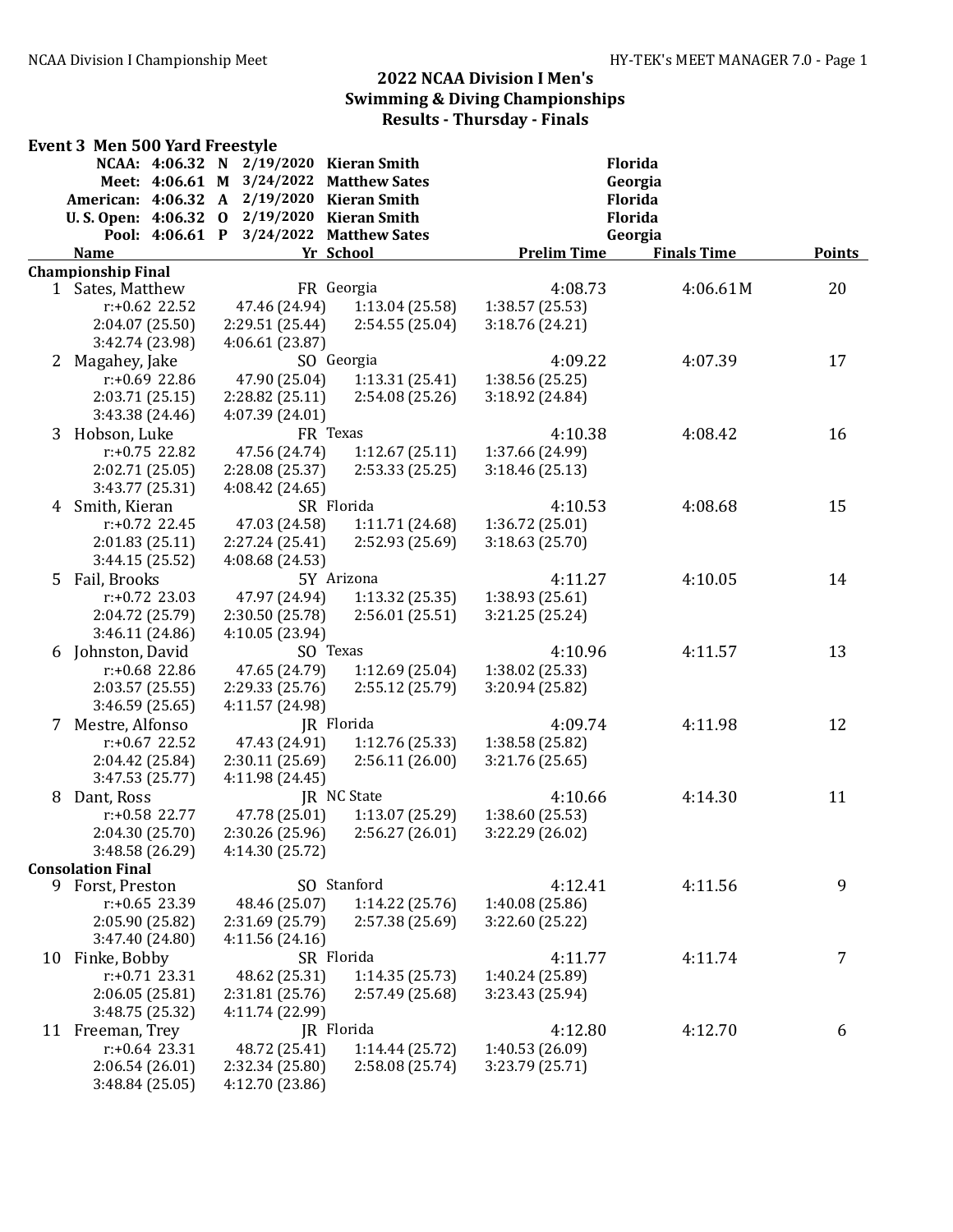## 2022 NCAA Division I Men's Swimming & Diving Championships
### Results - Thursday - Finals

**Event 3 Men 500 Yard Freestyle**

| Record | Time | Code | Date | Name | School |
|---|---|---|---|---|---|
| NCAA: | 4:06.32 | N | 2/19/2020 | Kieran Smith | Florida |
| Meet: | 4:06.61 | M | 3/24/2022 | Matthew Sates | Georgia |
| American: | 4:06.32 | A | 2/19/2020 | Kieran Smith | Florida |
| U. S. Open: | 4:06.32 | O | 2/19/2020 | Kieran Smith | Florida |
| Pool: | 4:06.61 | P | 3/24/2022 | Matthew Sates | Georgia |

| | Name | Yr | School | Prelim Time | Finals Time | Points |
|---|---|---|---|---|---|---|
| **Championship Final** | | | | | | |
| 1 | Sates, Matthew | FR | Georgia | 4:08.73 | 4:06.61M | 20 |
| | r:+0.62 22.52 | 47.46 (24.94) | 1:13.04 (25.58) | 1:38.57 (25.53) | | |
| | 2:04.07 (25.50) | 2:29.51 (25.44) | 2:54.55 (25.04) | 3:18.76 (24.21) | | |
| | 3:42.74 (23.98) | 4:06.61 (23.87) | | | | |
| 2 | Magahey, Jake | SO | Georgia | 4:09.22 | 4:07.39 | 17 |
| | r:+0.69 22.86 | 47.90 (25.04) | 1:13.31 (25.41) | 1:38.56 (25.25) | | |
| | 2:03.71 (25.15) | 2:28.82 (25.11) | 2:54.08 (25.26) | 3:18.92 (24.84) | | |
| | 3:43.38 (24.46) | 4:07.39 (24.01) | | | | |
| 3 | Hobson, Luke | FR | Texas | 4:10.38 | 4:08.42 | 16 |
| | r:+0.75 22.82 | 47.56 (24.74) | 1:12.67 (25.11) | 1:37.66 (24.99) | | |
| | 2:02.71 (25.05) | 2:28.08 (25.37) | 2:53.33 (25.25) | 3:18.46 (25.13) | | |
| | 3:43.77 (25.31) | 4:08.42 (24.65) | | | | |
| 4 | Smith, Kieran | SR | Florida | 4:10.53 | 4:08.68 | 15 |
| | r:+0.72 22.45 | 47.03 (24.58) | 1:11.71 (24.68) | 1:36.72 (25.01) | | |
| | 2:01.83 (25.11) | 2:27.24 (25.41) | 2:52.93 (25.69) | 3:18.63 (25.70) | | |
| | 3:44.15 (25.52) | 4:08.68 (24.53) | | | | |
| 5 | Fail, Brooks | 5Y | Arizona | 4:11.27 | 4:10.05 | 14 |
| | r:+0.72 23.03 | 47.97 (24.94) | 1:13.32 (25.35) | 1:38.93 (25.61) | | |
| | 2:04.72 (25.79) | 2:30.50 (25.78) | 2:56.01 (25.51) | 3:21.25 (25.24) | | |
| | 3:46.11 (24.86) | 4:10.05 (23.94) | | | | |
| 6 | Johnston, David | SO | Texas | 4:10.96 | 4:11.57 | 13 |
| | r:+0.68 22.86 | 47.65 (24.79) | 1:12.69 (25.04) | 1:38.02 (25.33) | | |
| | 2:03.57 (25.55) | 2:29.33 (25.76) | 2:55.12 (25.79) | 3:20.94 (25.82) | | |
| | 3:46.59 (25.65) | 4:11.57 (24.98) | | | | |
| 7 | Mestre, Alfonso | JR | Florida | 4:09.74 | 4:11.98 | 12 |
| | r:+0.67 22.52 | 47.43 (24.91) | 1:12.76 (25.33) | 1:38.58 (25.82) | | |
| | 2:04.42 (25.84) | 2:30.11 (25.69) | 2:56.11 (26.00) | 3:21.76 (25.65) | | |
| | 3:47.53 (25.77) | 4:11.98 (24.45) | | | | |
| 8 | Dant, Ross | JR | NC State | 4:10.66 | 4:14.30 | 11 |
| | r:+0.58 22.77 | 47.78 (25.01) | 1:13.07 (25.29) | 1:38.60 (25.53) | | |
| | 2:04.30 (25.70) | 2:30.26 (25.96) | 2:56.27 (26.01) | 3:22.29 (26.02) | | |
| | 3:48.58 (26.29) | 4:14.30 (25.72) | | | | |
| **Consolation Final** | | | | | | |
| 9 | Forst, Preston | SO | Stanford | 4:12.41 | 4:11.56 | 9 |
| | r:+0.65 23.39 | 48.46 (25.07) | 1:14.22 (25.76) | 1:40.08 (25.86) | | |
| | 2:05.90 (25.82) | 2:31.69 (25.79) | 2:57.38 (25.69) | 3:22.60 (25.22) | | |
| | 3:47.40 (24.80) | 4:11.56 (24.16) | | | | |
| 10 | Finke, Bobby | SR | Florida | 4:11.77 | 4:11.74 | 7 |
| | r:+0.71 23.31 | 48.62 (25.31) | 1:14.35 (25.73) | 1:40.24 (25.89) | | |
| | 2:06.05 (25.81) | 2:31.81 (25.76) | 2:57.49 (25.68) | 3:23.43 (25.94) | | |
| | 3:48.75 (25.32) | 4:11.74 (22.99) | | | | |
| 11 | Freeman, Trey | JR | Florida | 4:12.80 | 4:12.70 | 6 |
| | r:+0.64 23.31 | 48.72 (25.41) | 1:14.44 (25.72) | 1:40.53 (26.09) | | |
| | 2:06.54 (26.01) | 2:32.34 (25.80) | 2:58.08 (25.74) | 3:23.79 (25.71) | | |
| | 3:48.84 (25.05) | 4:12.70 (23.86) | | | | |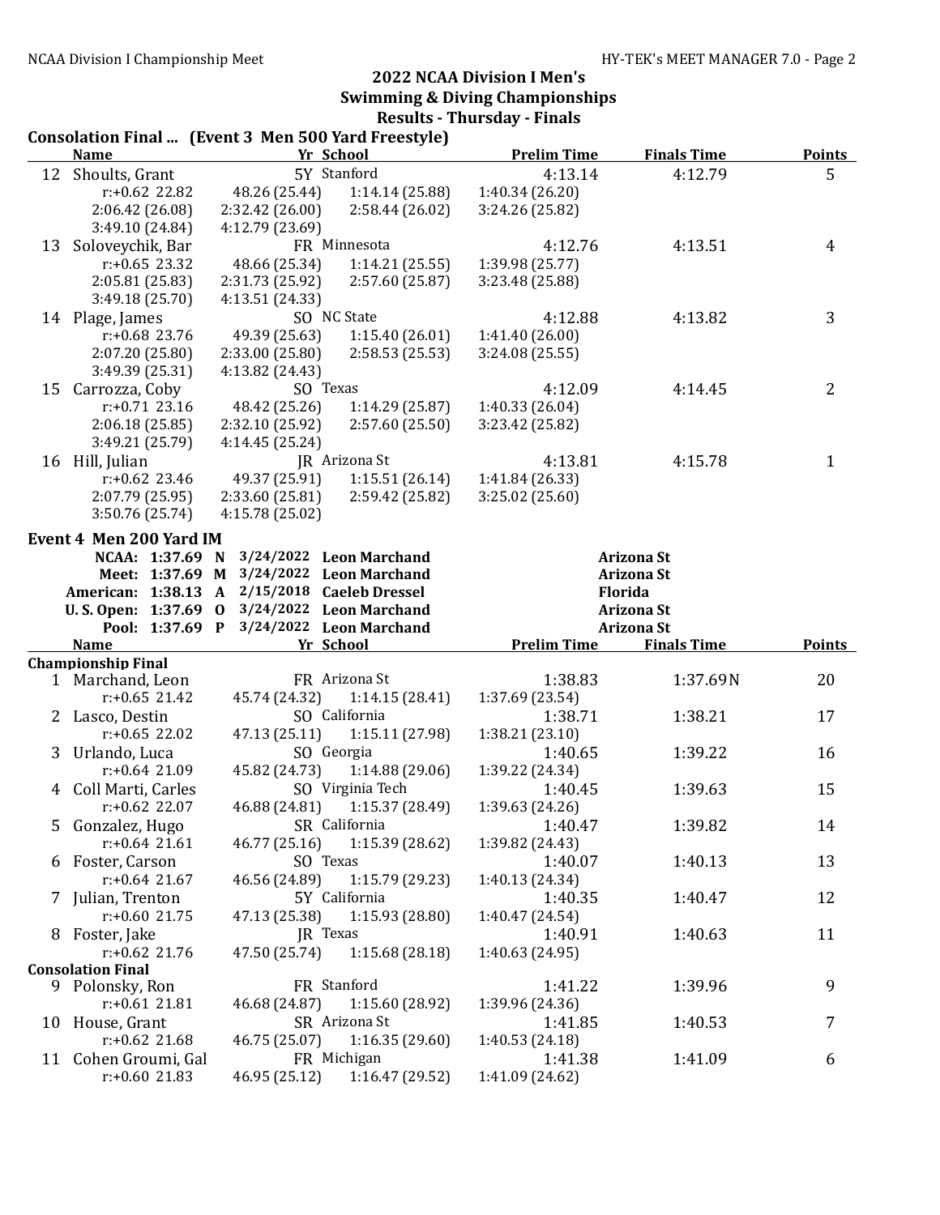## 2022 NCAA Division I Men's Swimming & Diving Championships

### Results - Thursday - Finals

**Consolation Final ... (Event 3 Men 500 Yard Freestyle)**

| | Name | Yr | School | Prelim Time | Finals Time | Points |
|---|---|---|---|---|---|---|
| 12 | Shoults, Grant | 5Y | Stanford | 4:13.14 | 4:12.79 | 5 |
| | r:+0.62 22.82 / 48.26 (25.44) / 1:14.14 (25.88) / 1:40.34 (26.20) / 2:06.42 (26.08) / 2:32.42 (26.00) / 2:58.44 (26.02) / 3:24.26 (25.82) / 3:49.10 (24.84) / 4:12.79 (23.69) | | | | | |
| 13 | Soloveychik, Bar | FR | Minnesota | 4:12.76 | 4:13.51 | 4 |
| | r:+0.65 23.32 / 48.66 (25.34) / 1:14.21 (25.55) / 1:39.98 (25.77) / 2:05.81 (25.83) / 2:31.73 (25.92) / 2:57.60 (25.87) / 3:23.48 (25.88) / 3:49.18 (25.70) / 4:13.51 (24.33) | | | | | |
| 14 | Plage, James | SO | NC State | 4:12.88 | 4:13.82 | 3 |
| | r:+0.68 23.76 / 49.39 (25.63) / 1:15.40 (26.01) / 1:41.40 (26.00) / 2:07.20 (25.80) / 2:33.00 (25.80) / 2:58.53 (25.53) / 3:24.08 (25.55) / 3:49.39 (25.31) / 4:13.82 (24.43) | | | | | |
| 15 | Carrozza, Coby | SO | Texas | 4:12.09 | 4:14.45 | 2 |
| | r:+0.71 23.16 / 48.42 (25.26) / 1:14.29 (25.87) / 1:40.33 (26.04) / 2:06.18 (25.85) / 2:32.10 (25.92) / 2:57.60 (25.50) / 3:23.42 (25.82) / 3:49.21 (25.79) / 4:14.45 (25.24) | | | | | |
| 16 | Hill, Julian | JR | Arizona St | 4:13.81 | 4:15.78 | 1 |
| | r:+0.62 23.46 / 49.37 (25.91) / 1:15.51 (26.14) / 1:41.84 (26.33) / 2:07.79 (25.95) / 2:33.60 (25.81) / 2:59.42 (25.82) / 3:25.02 (25.60) / 3:50.76 (25.74) / 4:15.78 (25.02) | | | | | |

**Event 4 Men 200 Yard IM**

| Record | Time | Code | Date | Name | School |
|---|---|---|---|---|---|
| NCAA: | 1:37.69 | N | 3/24/2022 | Leon Marchand | Arizona St |
| Meet: | 1:37.69 | M | 3/24/2022 | Leon Marchand | Arizona St |
| American: | 1:38.13 | A | 2/15/2018 | Caeleb Dressel | Florida |
| U. S. Open: | 1:37.69 | O | 3/24/2022 | Leon Marchand | Arizona St |
| Pool: | 1:37.69 | P | 3/24/2022 | Leon Marchand | Arizona St |

| | Name | Yr | School | Prelim Time | Finals Time | Points |
|---|---|---|---|---|---|---|
| **Championship Final** | | | | | | |
| 1 | Marchand, Leon | FR | Arizona St | 1:38.83 | 1:37.69N | 20 |
| | r:+0.65 21.42 / 45.74 (24.32) / 1:14.15 (28.41) / 1:37.69 (23.54) | | | | | |
| 2 | Lasco, Destin | SO | California | 1:38.71 | 1:38.21 | 17 |
| | r:+0.65 22.02 / 47.13 (25.11) / 1:15.11 (27.98) / 1:38.21 (23.10) | | | | | |
| 3 | Urlando, Luca | SO | Georgia | 1:40.65 | 1:39.22 | 16 |
| | r:+0.64 21.09 / 45.82 (24.73) / 1:14.88 (29.06) / 1:39.22 (24.34) | | | | | |
| 4 | Coll Marti, Carles | SO | Virginia Tech | 1:40.45 | 1:39.63 | 15 |
| | r:+0.62 22.07 / 46.88 (24.81) / 1:15.37 (28.49) / 1:39.63 (24.26) | | | | | |
| 5 | Gonzalez, Hugo | SR | California | 1:40.47 | 1:39.82 | 14 |
| | r:+0.64 21.61 / 46.77 (25.16) / 1:15.39 (28.62) / 1:39.82 (24.43) | | | | | |
| 6 | Foster, Carson | SO | Texas | 1:40.07 | 1:40.13 | 13 |
| | r:+0.64 21.67 / 46.56 (24.89) / 1:15.79 (29.23) / 1:40.13 (24.34) | | | | | |
| 7 | Julian, Trenton | 5Y | California | 1:40.35 | 1:40.47 | 12 |
| | r:+0.60 21.75 / 47.13 (25.38) / 1:15.93 (28.80) / 1:40.47 (24.54) | | | | | |
| 8 | Foster, Jake | JR | Texas | 1:40.91 | 1:40.63 | 11 |
| | r:+0.62 21.76 / 47.50 (25.74) / 1:15.68 (28.18) / 1:40.63 (24.95) | | | | | |
| **Consolation Final** | | | | | | |
| 9 | Polonsky, Ron | FR | Stanford | 1:41.22 | 1:39.96 | 9 |
| | r:+0.61 21.81 / 46.68 (24.87) / 1:15.60 (28.92) / 1:39.96 (24.36) | | | | | |
| 10 | House, Grant | SR | Arizona St | 1:41.85 | 1:40.53 | 7 |
| | r:+0.62 21.68 / 46.75 (25.07) / 1:16.35 (29.60) / 1:40.53 (24.18) | | | | | |
| 11 | Cohen Groumi, Gal | FR | Michigan | 1:41.38 | 1:41.09 | 6 |
| | r:+0.60 21.83 / 46.95 (25.12) / 1:16.47 (29.52) / 1:41.09 (24.62) | | | | | |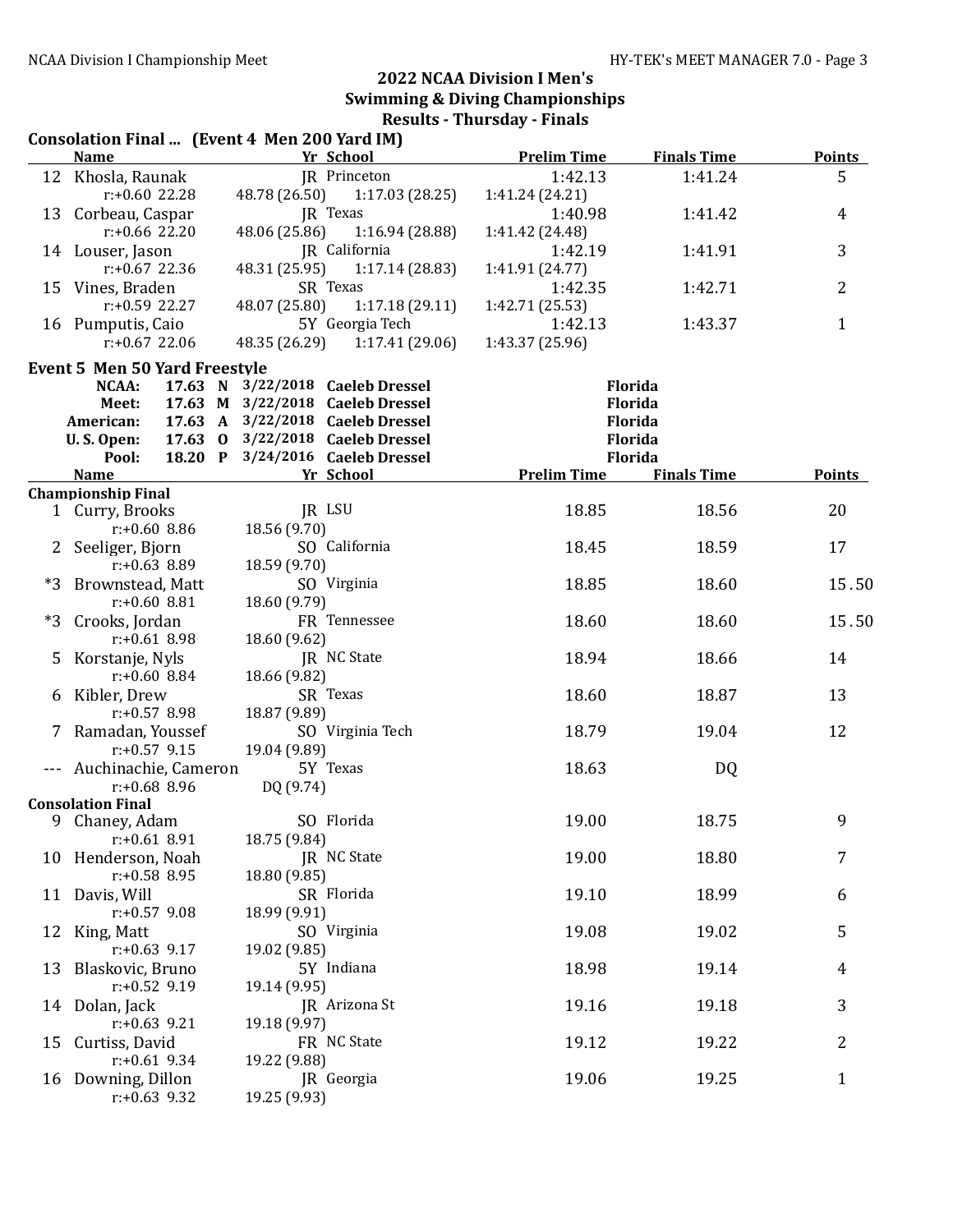## 2022 NCAA Division I Men's Swimming & Diving Championships

### Results - Thursday - Finals

**Consolation Final ... (Event 4 Men 200 Yard IM)**

| | Name | Yr | School | Prelim Time | Finals Time | Points |
|---|---|---|---|---|---|---|
| 12 | Khosla, Raunak | JR | Princeton | 1:42.13 | 1:41.24 | 5 |
| | r:+0.60 22.28 | 48.78 (26.50) | 1:17.03 (28.25) | 1:41.24 (24.21) | | |
| 13 | Corbeau, Caspar | JR | Texas | 1:40.98 | 1:41.42 | 4 |
| | r:+0.66 22.20 | 48.06 (25.86) | 1:16.94 (28.88) | 1:41.42 (24.48) | | |
| 14 | Louser, Jason | JR | California | 1:42.19 | 1:41.91 | 3 |
| | r:+0.67 22.36 | 48.31 (25.95) | 1:17.14 (28.83) | 1:41.91 (24.77) | | |
| 15 | Vines, Braden | SR | Texas | 1:42.35 | 1:42.71 | 2 |
| | r:+0.59 22.27 | 48.07 (25.80) | 1:17.18 (29.11) | 1:42.71 (25.53) | | |
| 16 | Pumputis, Caio | 5Y | Georgia Tech | 1:42.13 | 1:43.37 | 1 |
| | r:+0.67 22.06 | 48.35 (26.29) | 1:17.41 (29.06) | 1:43.37 (25.96) | | |

**Event 5 Men 50 Yard Freestyle**

| Record | Time | Code | Date | Name | School |
|---|---|---|---|---|---|
| NCAA: | 17.63 | N | 3/22/2018 | Caeleb Dressel | Florida |
| Meet: | 17.63 | M | 3/22/2018 | Caeleb Dressel | Florida |
| American: | 17.63 | A | 3/22/2018 | Caeleb Dressel | Florida |
| U. S. Open: | 17.63 | O | 3/22/2018 | Caeleb Dressel | Florida |
| Pool: | 18.20 | P | 3/24/2016 | Caeleb Dressel | Florida |

| | Name | Yr | School | Prelim Time | Finals Time | Points |
|---|---|---|---|---|---|---|
| **Championship Final** | | | | | | |
| 1 | Curry, Brooks | JR | LSU | 18.85 | 18.56 | 20 |
| | r:+0.60 8.86 | 18.56 (9.70) | | | | |
| 2 | Seeliger, Bjorn | SO | California | 18.45 | 18.59 | 17 |
| | r:+0.63 8.89 | 18.59 (9.70) | | | | |
| *3 | Brownstead, Matt | SO | Virginia | 18.85 | 18.60 | 15.50 |
| | r:+0.60 8.81 | 18.60 (9.79) | | | | |
| *3 | Crooks, Jordan | FR | Tennessee | 18.60 | 18.60 | 15.50 |
| | r:+0.61 8.98 | 18.60 (9.62) | | | | |
| 5 | Korstanje, Nyls | JR | NC State | 18.94 | 18.66 | 14 |
| | r:+0.60 8.84 | 18.66 (9.82) | | | | |
| 6 | Kibler, Drew | SR | Texas | 18.60 | 18.87 | 13 |
| | r:+0.57 8.98 | 18.87 (9.89) | | | | |
| 7 | Ramadan, Youssef | SO | Virginia Tech | 18.79 | 19.04 | 12 |
| | r:+0.57 9.15 | 19.04 (9.89) | | | | |
| --- | Auchinachie, Cameron | 5Y | Texas | 18.63 | DQ | |
| | r:+0.68 8.96 | DQ (9.74) | | | | |
| **Consolation Final** | | | | | | |
| 9 | Chaney, Adam | SO | Florida | 19.00 | 18.75 | 9 |
| | r:+0.61 8.91 | 18.75 (9.84) | | | | |
| 10 | Henderson, Noah | JR | NC State | 19.00 | 18.80 | 7 |
| | r:+0.58 8.95 | 18.80 (9.85) | | | | |
| 11 | Davis, Will | SR | Florida | 19.10 | 18.99 | 6 |
| | r:+0.57 9.08 | 18.99 (9.91) | | | | |
| 12 | King, Matt | SO | Virginia | 19.08 | 19.02 | 5 |
| | r:+0.63 9.17 | 19.02 (9.85) | | | | |
| 13 | Blaskovic, Bruno | 5Y | Indiana | 18.98 | 19.14 | 4 |
| | r:+0.52 9.19 | 19.14 (9.95) | | | | |
| 14 | Dolan, Jack | JR | Arizona St | 19.16 | 19.18 | 3 |
| | r:+0.63 9.21 | 19.18 (9.97) | | | | |
| 15 | Curtiss, David | FR | NC State | 19.12 | 19.22 | 2 |
| | r:+0.61 9.34 | 19.22 (9.88) | | | | |
| 16 | Downing, Dillon | JR | Georgia | 19.06 | 19.25 | 1 |
| | r:+0.63 9.32 | 19.25 (9.93) | | | | |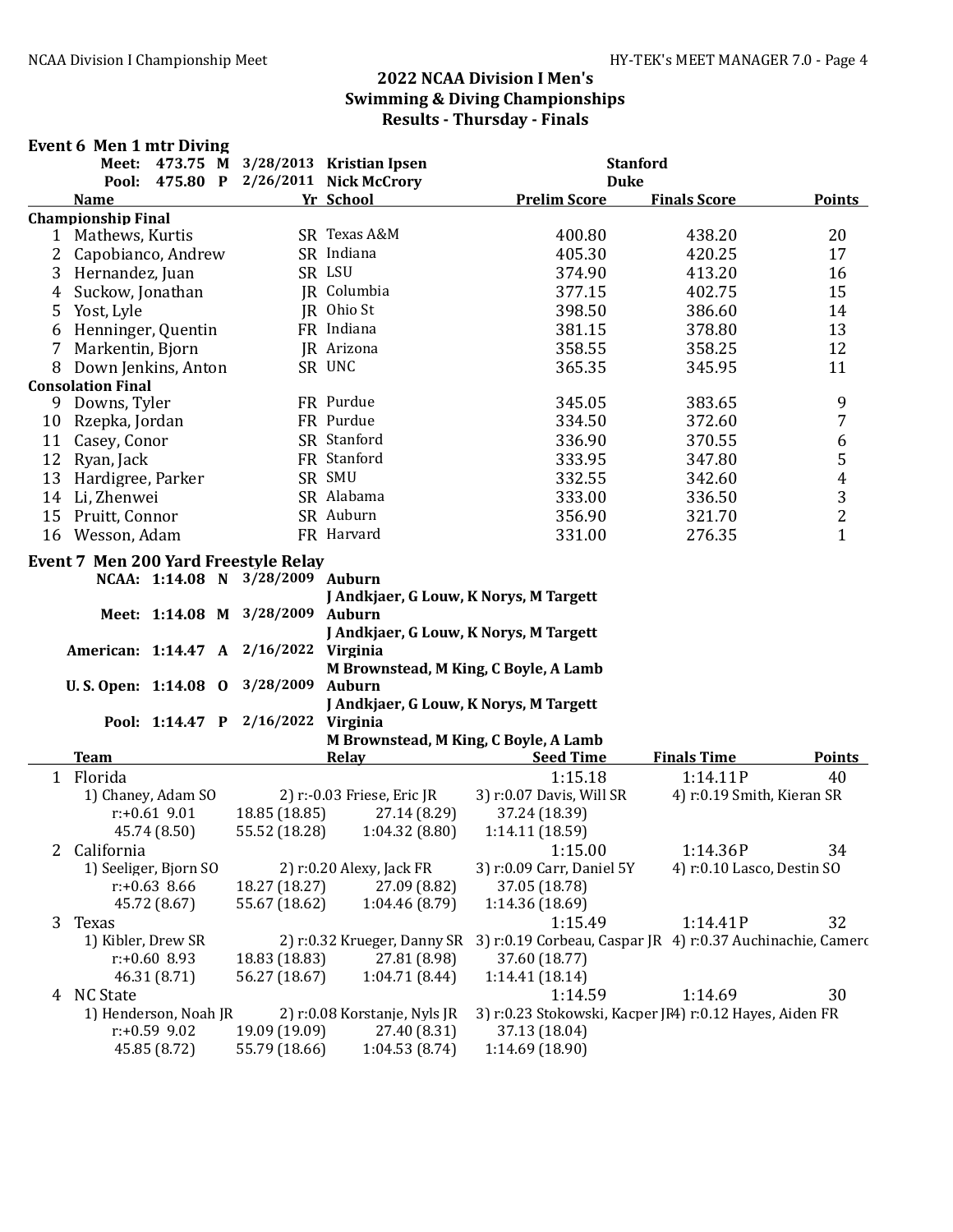## 2022 NCAA Division I Men's Swimming & Diving Championships
### Results - Thursday - Finals

### Event 6 Men 1 mtr Diving

| | | | | |
|---|---|---|---|---|
| Meet: | 473.75 | M | 3/28/2013 | Kristian Ipsen | Stanford |
| Pool: | 475.80 | P | 2/26/2011 | Nick McCrory | Duke |

| | Name | Yr | School | Prelim Score | Finals Score | Points |
|---|---|---|---|---|---|---|
| **Championship Final** | | | | | | |
| 1 | Mathews, Kurtis | SR | Texas A&M | 400.80 | 438.20 | 20 |
| 2 | Capobianco, Andrew | SR | Indiana | 405.30 | 420.25 | 17 |
| 3 | Hernandez, Juan | SR | LSU | 374.90 | 413.20 | 16 |
| 4 | Suckow, Jonathan | JR | Columbia | 377.15 | 402.75 | 15 |
| 5 | Yost, Lyle | JR | Ohio St | 398.50 | 386.60 | 14 |
| 6 | Henninger, Quentin | FR | Indiana | 381.15 | 378.80 | 13 |
| 7 | Markentin, Bjorn | JR | Arizona | 358.55 | 358.25 | 12 |
| 8 | Down Jenkins, Anton | SR | UNC | 365.35 | 345.95 | 11 |
| **Consolation Final** | | | | | | |
| 9 | Downs, Tyler | FR | Purdue | 345.05 | 383.65 | 9 |
| 10 | Rzepka, Jordan | FR | Purdue | 334.50 | 372.60 | 7 |
| 11 | Casey, Conor | SR | Stanford | 336.90 | 370.55 | 6 |
| 12 | Ryan, Jack | FR | Stanford | 333.95 | 347.80 | 5 |
| 13 | Hardigree, Parker | SR | SMU | 332.55 | 342.60 | 4 |
| 14 | Li, Zhenwei | SR | Alabama | 333.00 | 336.50 | 3 |
| 15 | Pruitt, Connor | SR | Auburn | 356.90 | 321.70 | 2 |
| 16 | Wesson, Adam | FR | Harvard | 331.00 | 276.35 | 1 |

### Event 7 Men 200 Yard Freestyle Relay

| | | | | |
|---|---|---|---|---|
| NCAA: | 1:14.08 | N | 3/28/2009 | Auburn — J Andkjaer, G Louw, K Norys, M Targett |
| Meet: | 1:14.08 | M | 3/28/2009 | Auburn — J Andkjaer, G Louw, K Norys, M Targett |
| American: | 1:14.47 | A | 2/16/2022 | Virginia — M Brownstead, M King, C Boyle, A Lamb |
| U. S. Open: | 1:14.08 | O | 3/28/2009 | Auburn — J Andkjaer, G Louw, K Norys, M Targett |
| Pool: | 1:14.47 | P | 2/16/2022 | Virginia — M Brownstead, M King, C Boyle, A Lamb |

| | Team | Relay | Seed Time | Finals Time | Points |
|---|---|---|---|---|---|
| 1 | Florida | | 1:15.18 | 1:14.11P | 40 |
| 2 | California | | 1:15.00 | 1:14.36P | 34 |
| 3 | Texas | | 1:15.49 | 1:14.41P | 32 |
| 4 | NC State | | 1:14.59 | 1:14.69 | 30 |

**1 Florida** — 1:15.18 — 1:14.11P — 40
1) Chaney, Adam SO 2) r:-0.03 Friese, Eric JR 3) r:0.07 Davis, Will SR 4) r:0.19 Smith, Kieran SR
r:+0.61 9.01 | 18.85 (18.85) | 27.14 (8.29) | 37.24 (18.39)
45.74 (8.50) | 55.52 (18.28) | 1:04.32 (8.80) | 1:14.11 (18.59)

**2 California** — 1:15.00 — 1:14.36P — 34
1) Seeliger, Bjorn SO 2) r:0.20 Alexy, Jack FR 3) r:0.09 Carr, Daniel 5Y 4) r:0.10 Lasco, Destin SO
r:+0.63 8.66 | 18.27 (18.27) | 27.09 (8.82) | 37.05 (18.78)
45.72 (8.67) | 55.67 (18.62) | 1:04.46 (8.79) | 1:14.36 (18.69)

**3 Texas** — 1:15.49 — 1:14.41P — 32
1) Kibler, Drew SR 2) r:0.32 Krueger, Danny SR 3) r:0.19 Corbeau, Caspar JR 4) r:0.37 Auchinachie, Camero
r:+0.60 8.93 | 18.83 (18.83) | 27.81 (8.98) | 37.60 (18.77)
46.31 (8.71) | 56.27 (18.67) | 1:04.71 (8.44) | 1:14.41 (18.14)

**4 NC State** — 1:14.59 — 1:14.69 — 30
1) Henderson, Noah JR 2) r:0.08 Korstanje, Nyls JR 3) r:0.23 Stokowski, Kacper JR 4) r:0.12 Hayes, Aiden FR
r:+0.59 9.02 | 19.09 (19.09) | 27.40 (8.31) | 37.13 (18.04)
45.85 (8.72) | 55.79 (18.66) | 1:04.53 (8.74) | 1:14.69 (18.90)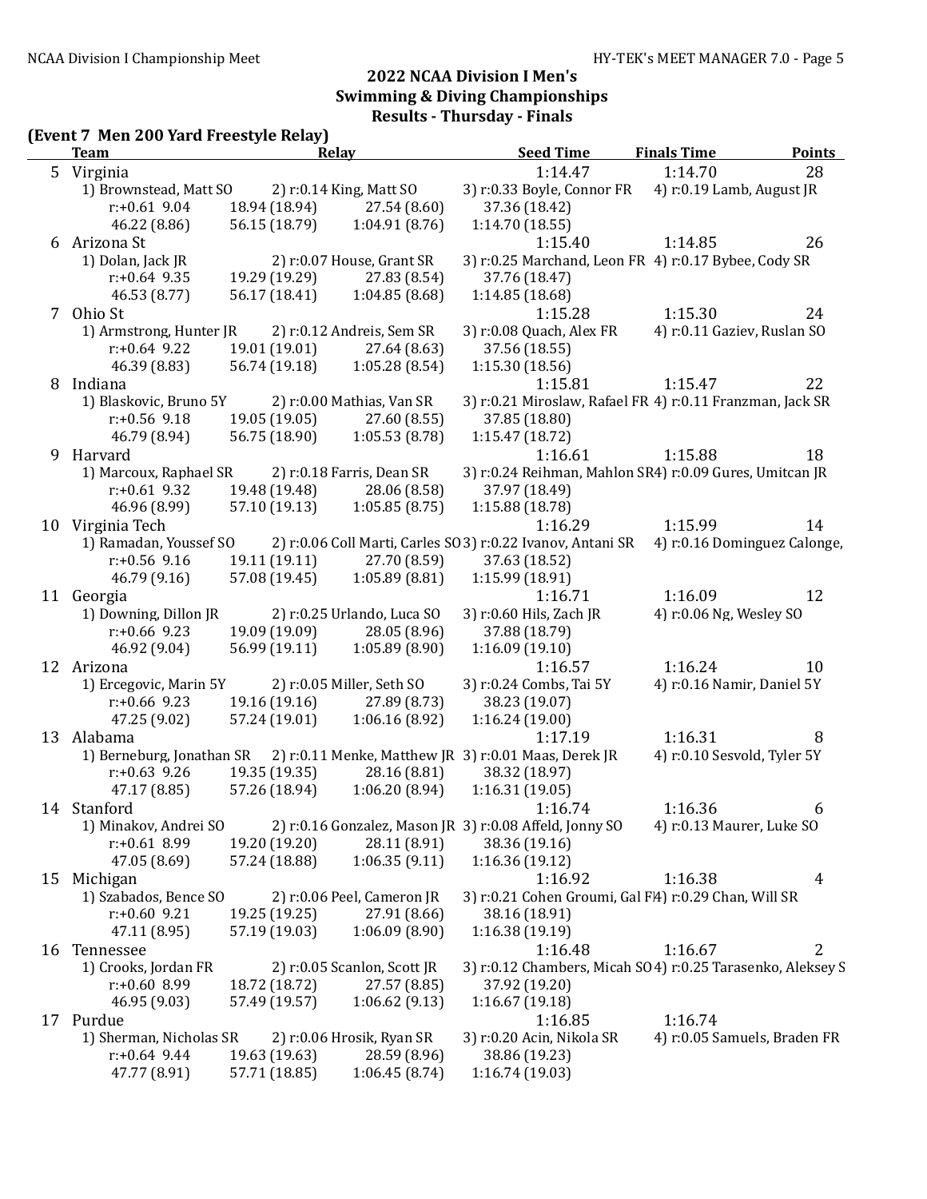# 2022 NCAA Division I Men's Swimming & Diving Championships

## Results - Thursday - Finals

### (Event 7 Men 200 Yard Freestyle Relay)

| | Team | Relay | Seed Time | Finals Time | Points |
|---|---|---|---|---|---|
| 5 | Virginia | | 1:14.47 | 1:14.70 | 28 |

1) Brownstead, Matt SO 2) r:0.14 King, Matt SO 3) r:0.33 Boyle, Connor FR 4) r:0.19 Lamb, August JR
r:+0.61 9.04 18.94 (18.94) 27.54 (8.60) 37.36 (18.42)
46.22 (8.86) 56.15 (18.79) 1:04.91 (8.76) 1:14.70 (18.55)

| | Team | Relay | Seed Time | Finals Time | Points |
|---|---|---|---|---|---|
| 6 | Arizona St | | 1:15.40 | 1:14.85 | 26 |

1) Dolan, Jack JR 2) r:0.07 House, Grant SR 3) r:0.25 Marchand, Leon FR 4) r:0.17 Bybee, Cody SR
r:+0.64 9.35 19.29 (19.29) 27.83 (8.54) 37.76 (18.47)
46.53 (8.77) 56.17 (18.41) 1:04.85 (8.68) 1:14.85 (18.68)

| | Team | Relay | Seed Time | Finals Time | Points |
|---|---|---|---|---|---|
| 7 | Ohio St | | 1:15.28 | 1:15.30 | 24 |

1) Armstrong, Hunter JR 2) r:0.12 Andreis, Sem SR 3) r:0.08 Quach, Alex FR 4) r:0.11 Gaziev, Ruslan SO
r:+0.64 9.22 19.01 (19.01) 27.64 (8.63) 37.56 (18.55)
46.39 (8.83) 56.74 (19.18) 1:05.28 (8.54) 1:15.30 (18.56)

| | Team | Relay | Seed Time | Finals Time | Points |
|---|---|---|---|---|---|
| 8 | Indiana | | 1:15.81 | 1:15.47 | 22 |

1) Blaskovic, Bruno 5Y 2) r:0.00 Mathias, Van SR 3) r:0.21 Miroslaw, Rafael FR 4) r:0.11 Franzman, Jack SR
r:+0.56 9.18 19.05 (19.05) 27.60 (8.55) 37.85 (18.80)
46.79 (8.94) 56.75 (18.90) 1:05.53 (8.78) 1:15.47 (18.72)

| | Team | Relay | Seed Time | Finals Time | Points |
|---|---|---|---|---|---|
| 9 | Harvard | | 1:16.61 | 1:15.88 | 18 |

1) Marcoux, Raphael SR 2) r:0.18 Farris, Dean SR 3) r:0.24 Reihman, Mahlon SR 4) r:0.09 Gures, Umitcan JR
r:+0.61 9.32 19.48 (19.48) 28.06 (8.58) 37.97 (18.49)
46.96 (8.99) 57.10 (19.13) 1:05.85 (8.75) 1:15.88 (18.78)

| | Team | Relay | Seed Time | Finals Time | Points |
|---|---|---|---|---|---|
| 10 | Virginia Tech | | 1:16.29 | 1:15.99 | 14 |

1) Ramadan, Youssef SO 2) r:0.06 Coll Marti, Carles SO 3) r:0.22 Ivanov, Antani SR 4) r:0.16 Dominguez Calonge,
r:+0.56 9.16 19.11 (19.11) 27.70 (8.59) 37.63 (18.52)
46.79 (9.16) 57.08 (19.45) 1:05.89 (8.81) 1:15.99 (18.91)

| | Team | Relay | Seed Time | Finals Time | Points |
|---|---|---|---|---|---|
| 11 | Georgia | | 1:16.71 | 1:16.09 | 12 |

1) Downing, Dillon JR 2) r:0.25 Urlando, Luca SO 3) r:0.60 Hils, Zach JR 4) r:0.06 Ng, Wesley SO
r:+0.66 9.23 19.09 (19.09) 28.05 (8.96) 37.88 (18.79)
46.92 (9.04) 56.99 (19.11) 1:05.89 (8.90) 1:16.09 (19.10)

| | Team | Relay | Seed Time | Finals Time | Points |
|---|---|---|---|---|---|
| 12 | Arizona | | 1:16.57 | 1:16.24 | 10 |

1) Ercegovic, Marin 5Y 2) r:0.05 Miller, Seth SO 3) r:0.24 Combs, Tai 5Y 4) r:0.16 Namir, Daniel 5Y
r:+0.66 9.23 19.16 (19.16) 27.89 (8.73) 38.23 (19.07)
47.25 (9.02) 57.24 (19.01) 1:06.16 (8.92) 1:16.24 (19.00)

| | Team | Relay | Seed Time | Finals Time | Points |
|---|---|---|---|---|---|
| 13 | Alabama | | 1:17.19 | 1:16.31 | 8 |

1) Berneburg, Jonathan SR 2) r:0.11 Menke, Matthew JR 3) r:0.01 Maas, Derek JR 4) r:0.10 Sesvold, Tyler 5Y
r:+0.63 9.26 19.35 (19.35) 28.16 (8.81) 38.32 (18.97)
47.17 (8.85) 57.26 (18.94) 1:06.20 (8.94) 1:16.31 (19.05)

| | Team | Relay | Seed Time | Finals Time | Points |
|---|---|---|---|---|---|
| 14 | Stanford | | 1:16.74 | 1:16.36 | 6 |

1) Minakov, Andrei SO 2) r:0.16 Gonzalez, Mason JR 3) r:0.08 Affeld, Jonny SO 4) r:0.13 Maurer, Luke SO
r:+0.61 8.99 19.20 (19.20) 28.11 (8.91) 38.36 (19.16)
47.05 (8.69) 57.24 (18.88) 1:06.35 (9.11) 1:16.36 (19.12)

| | Team | Relay | Seed Time | Finals Time | Points |
|---|---|---|---|---|---|
| 15 | Michigan | | 1:16.92 | 1:16.38 | 4 |

1) Szabados, Bence SO 2) r:0.06 Peel, Cameron JR 3) r:0.21 Cohen Groumi, Gal FR 4) r:0.29 Chan, Will SR
r:+0.60 9.21 19.25 (19.25) 27.91 (8.66) 38.16 (18.91)
47.11 (8.95) 57.19 (19.03) 1:06.09 (8.90) 1:16.38 (19.19)

| | Team | Relay | Seed Time | Finals Time | Points |
|---|---|---|---|---|---|
| 16 | Tennessee | | 1:16.48 | 1:16.67 | 2 |

1) Crooks, Jordan FR 2) r:0.05 Scanlon, Scott JR 3) r:0.12 Chambers, Micah SO 4) r:0.25 Tarasenko, Aleksey S
r:+0.60 8.99 18.72 (18.72) 27.57 (8.85) 37.92 (19.20)
46.95 (9.03) 57.49 (19.57) 1:06.62 (9.13) 1:16.67 (19.18)

| | Team | Relay | Seed Time | Finals Time | Points |
|---|---|---|---|---|---|
| 17 | Purdue | | 1:16.85 | 1:16.74 | |

1) Sherman, Nicholas SR 2) r:0.06 Hrosik, Ryan SR 3) r:0.20 Acin, Nikola SR 4) r:0.05 Samuels, Braden FR
r:+0.64 9.44 19.63 (19.63) 28.59 (8.96) 38.86 (19.23)
47.77 (8.91) 57.71 (18.85) 1:06.45 (8.74) 1:16.74 (19.03)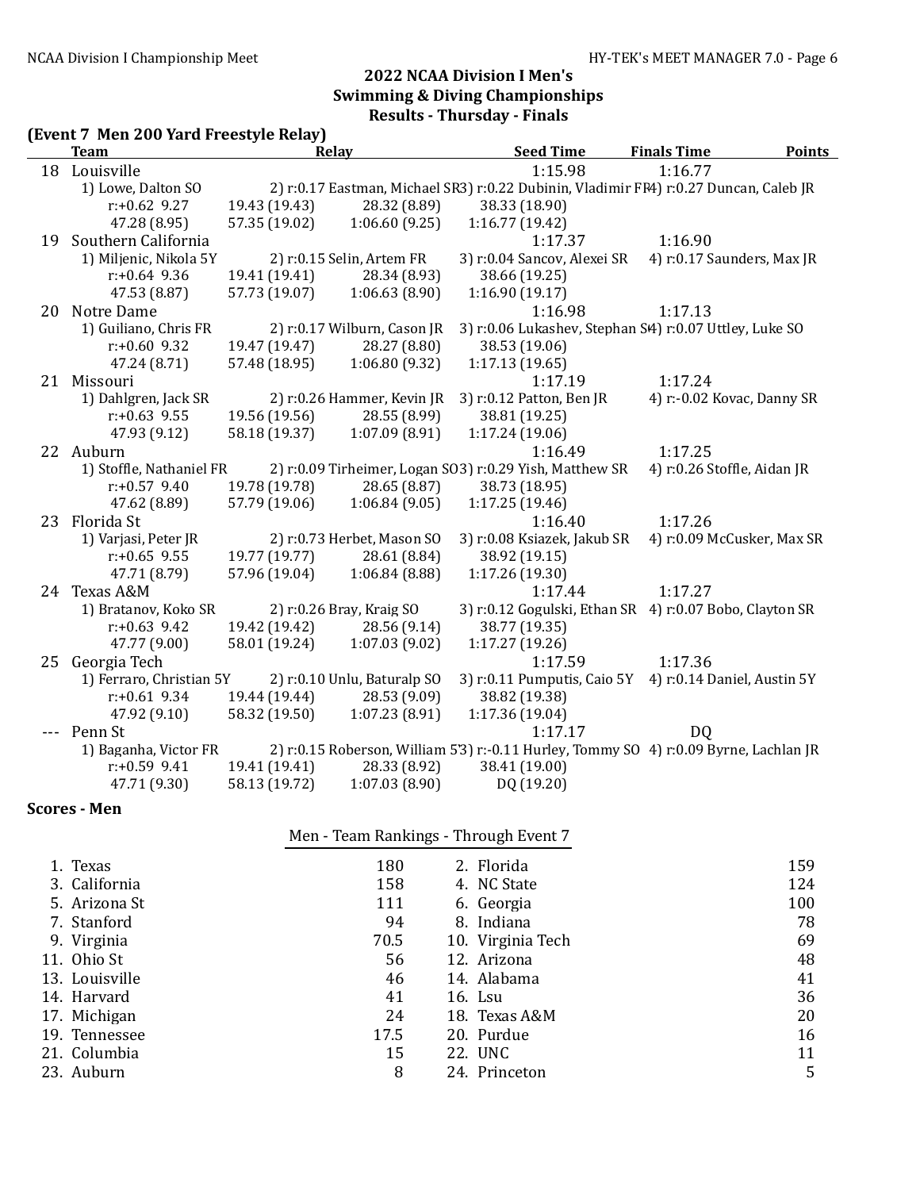## 2022 NCAA Division I Men's Swimming & Diving Championships

## Results - Thursday - Finals

### (Event 7 Men 200 Yard Freestyle Relay)

| | Team | Relay | | Seed Time | Finals Time | Points |
|---|---|---|---|---|---|---|
| 18 | Louisville | | | 1:15.98 | 1:16.77 | |
| | 1) Lowe, Dalton SO | 2) r:0.17 Eastman, Michael SR | 3) r:0.22 Dubinin, Vladimir FR | 4) r:0.27 Duncan, Caleb JR | | |
| | r:+0.62 9.27 | 19.43 (19.43) | 28.32 (8.89) | 38.33 (18.90) | | |
| | 47.28 (8.95) | 57.35 (19.02) | 1:06.60 (9.25) | 1:16.77 (19.42) | | |
| 19 | Southern California | | | 1:17.37 | 1:16.90 | |
| | 1) Miljenic, Nikola 5Y | 2) r:0.15 Selin, Artem FR | 3) r:0.04 Sancov, Alexei SR | 4) r:0.17 Saunders, Max JR | | |
| | r:+0.64 9.36 | 19.41 (19.41) | 28.34 (8.93) | 38.66 (19.25) | | |
| | 47.53 (8.87) | 57.73 (19.07) | 1:06.63 (8.90) | 1:16.90 (19.17) | | |
| 20 | Notre Dame | | | 1:16.98 | 1:17.13 | |
| | 1) Guiliano, Chris FR | 2) r:0.17 Wilburn, Cason JR | 3) r:0.06 Lukashev, Stephan SR | 4) r:0.07 Uttley, Luke SO | | |
| | r:+0.60 9.32 | 19.47 (19.47) | 28.27 (8.80) | 38.53 (19.06) | | |
| | 47.24 (8.71) | 57.48 (18.95) | 1:06.80 (9.32) | 1:17.13 (19.65) | | |
| 21 | Missouri | | | 1:17.19 | 1:17.24 | |
| | 1) Dahlgren, Jack SR | 2) r:0.26 Hammer, Kevin JR | 3) r:0.12 Patton, Ben JR | 4) r:-0.02 Kovac, Danny SR | | |
| | r:+0.63 9.55 | 19.56 (19.56) | 28.55 (8.99) | 38.81 (19.25) | | |
| | 47.93 (9.12) | 58.18 (19.37) | 1:07.09 (8.91) | 1:17.24 (19.06) | | |
| 22 | Auburn | | | 1:16.49 | 1:17.25 | |
| | 1) Stoffle, Nathaniel FR | 2) r:0.09 Tirheimer, Logan SO | 3) r:0.29 Yish, Matthew SR | 4) r:0.26 Stoffle, Aidan JR | | |
| | r:+0.57 9.40 | 19.78 (19.78) | 28.65 (8.87) | 38.73 (18.95) | | |
| | 47.62 (8.89) | 57.79 (19.06) | 1:06.84 (9.05) | 1:17.25 (19.46) | | |
| 23 | Florida St | | | 1:16.40 | 1:17.26 | |
| | 1) Varjasi, Peter JR | 2) r:0.73 Herbet, Mason SO | 3) r:0.08 Ksiazek, Jakub SR | 4) r:0.09 McCusker, Max SR | | |
| | r:+0.65 9.55 | 19.77 (19.77) | 28.61 (8.84) | 38.92 (19.15) | | |
| | 47.71 (8.79) | 57.96 (19.04) | 1:06.84 (8.88) | 1:17.26 (19.30) | | |
| 24 | Texas A&M | | | 1:17.44 | 1:17.27 | |
| | 1) Bratanov, Koko SR | 2) r:0.26 Bray, Kraig SO | 3) r:0.12 Gogulski, Ethan SR | 4) r:0.07 Bobo, Clayton SR | | |
| | r:+0.63 9.42 | 19.42 (19.42) | 28.56 (9.14) | 38.77 (19.35) | | |
| | 47.77 (9.00) | 58.01 (19.24) | 1:07.03 (9.02) | 1:17.27 (19.26) | | |
| 25 | Georgia Tech | | | 1:17.59 | 1:17.36 | |
| | 1) Ferraro, Christian 5Y | 2) r:0.10 Unlu, Baturalp SO | 3) r:0.11 Pumputis, Caio 5Y | 4) r:0.14 Daniel, Austin 5Y | | |
| | r:+0.61 9.34 | 19.44 (19.44) | 28.53 (9.09) | 38.82 (19.38) | | |
| | 47.92 (9.10) | 58.32 (19.50) | 1:07.23 (8.91) | 1:17.36 (19.04) | | |
| --- | Penn St | | | 1:17.17 | DQ | |
| | 1) Baganha, Victor FR | 2) r:0.15 Roberson, William 5Y | 3) r:-0.11 Hurley, Tommy SO | 4) r:0.09 Byrne, Lachlan JR | | |
| | r:+0.59 9.41 | 19.41 (19.41) | 28.33 (8.92) | 38.41 (19.00) | | |
| | 47.71 (9.30) | 58.13 (19.72) | 1:07.03 (8.90) | DQ (19.20) | | |

### Scores - Men

Men - Team Rankings - Through Event 7

| | Team | Points | | Team | Points |
|---|---|---|---|---|---|
| 1. | Texas | 180 | 2. | Florida | 159 |
| 3. | California | 158 | 4. | NC State | 124 |
| 5. | Arizona St | 111 | 6. | Georgia | 100 |
| 7. | Stanford | 94 | 8. | Indiana | 78 |
| 9. | Virginia | 70.5 | 10. | Virginia Tech | 69 |
| 11. | Ohio St | 56 | 12. | Arizona | 48 |
| 13. | Louisville | 46 | 14. | Alabama | 41 |
| 14. | Harvard | 41 | 16. | Lsu | 36 |
| 17. | Michigan | 24 | 18. | Texas A&M | 20 |
| 19. | Tennessee | 17.5 | 20. | Purdue | 16 |
| 21. | Columbia | 15 | 22. | UNC | 11 |
| 23. | Auburn | 8 | 24. | Princeton | 5 |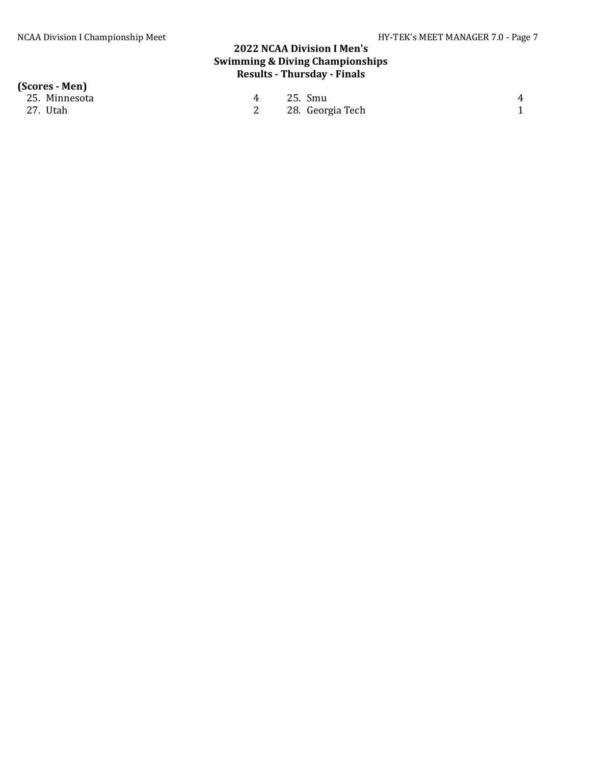## 2022 NCAA Division I Men's Swimming & Diving Championships

### Results - Thursday - Finals

**(Scores - Men)**

| | | | |
|---|---|---|---|
| 25. Minnesota | 4 | 25. Smu | 4 |
| 27. Utah | 2 | 28. Georgia Tech | 1 |